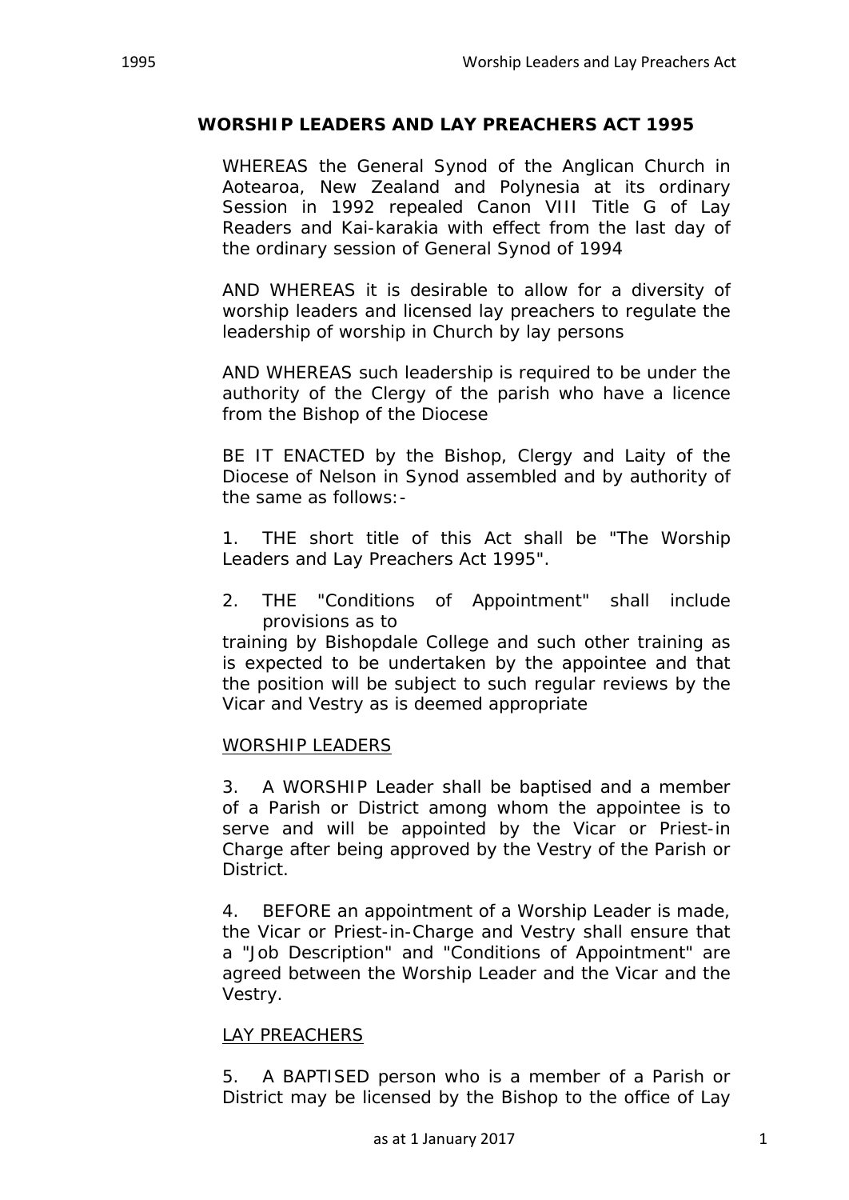# WORSHIP LEADERS AND LAY PREACHERS ACT 1995

WHEREAS the General Synod of the Anglican Church in Aotearoa, New Zealand and Polynesia at its ordinary Session in 1992 repealed Canon VIII Title G of Lay Readers and Kai-karakia with effect from the last day of the ordinary session of General Synod of 1994

AND WHEREAS it is desirable to allow for a diversity of worship leaders and licensed lay preachers to regulate the leadership of worship in Church by lay persons

AND WHEREAS such leadership is required to be under the authority of the Clergy of the parish who have a licence from the Bishop of the Diocese

BE IT ENACTED by the Bishop, Clergy and Laity of the Diocese of Nelson in Synod assembled and by authority of the same as follows:-

1. THE short title of this Act shall be "The Worship Leaders and Lay Preachers Act 1995".

2. THE "Conditions of Appointment" shall include provisions as to training by Bishopdale College and such other training as is expected to be undertaken by the appointee and that the position will be subject to such regular reviews by the Vicar and Vestry as is deemed appropriate

## WORSHIP LEADERS

3. A WORSHIP Leader shall be baptised and a member of a Parish or District among whom the appointee is to serve and will be appointed by the Vicar or Priest-in Charge after being approved by the Vestry of the Parish or District.

4. BEFORE an appointment of a Worship Leader is made, the Vicar or Priest-in-Charge and Vestry shall ensure that a "Job Description" and "Conditions of Appointment" are agreed between the Worship Leader and the Vicar and the Vestry.

## LAY PREACHERS

5. A BAPTISED person who is a member of a Parish or District may be licensed by the Bishop to the office of Lay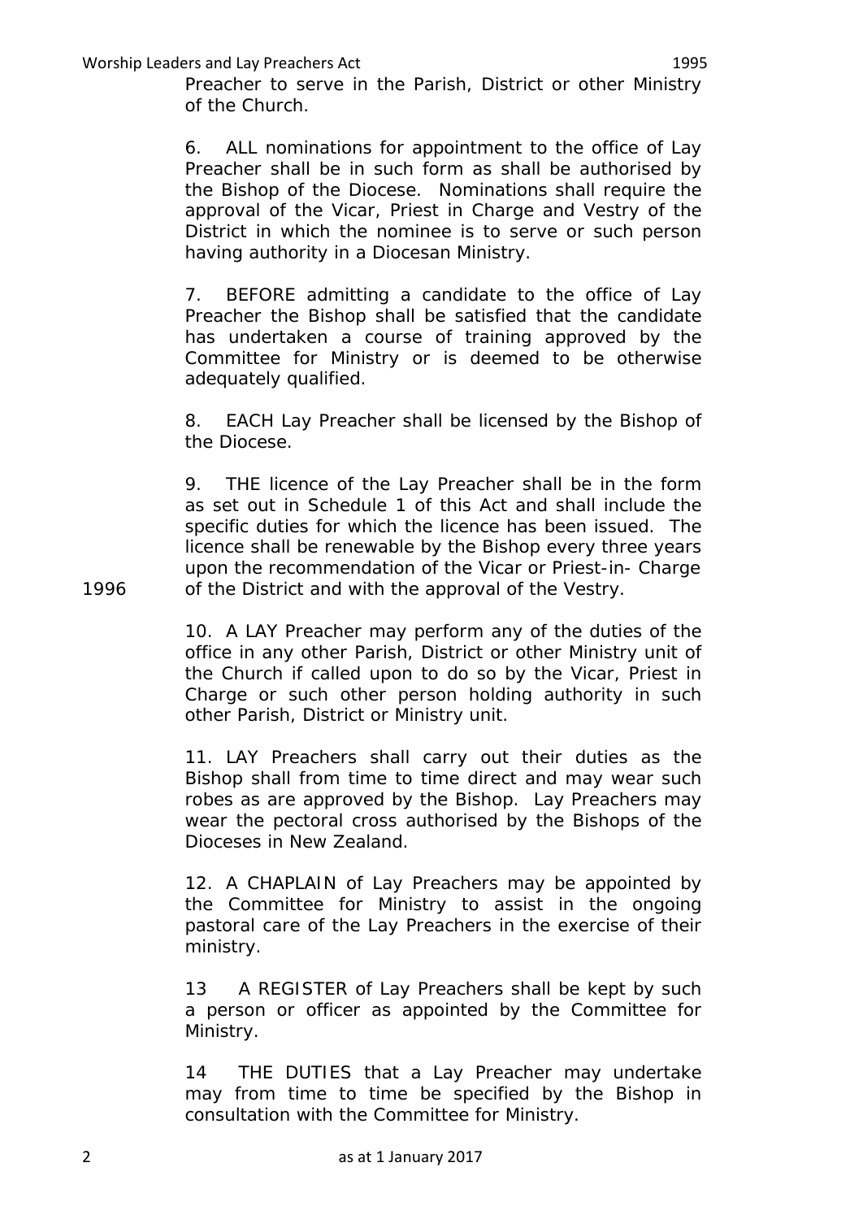Preacher to serve in the Parish, District or other Ministry of the Church.

6. ALL nominations for appointment to the office of Lay Preacher shall be in such form as shall be authorised by the Bishop of the Diocese. Nominations shall require the approval of the Vicar, Priest in Charge and Vestry of the District in which the nominee is to serve or such person having authority in a Diocesan Ministry.

7. BEFORE admitting a candidate to the office of Lay Preacher the Bishop shall be satisfied that the candidate has undertaken a course of training approved by the Committee for Ministry or is deemed to be otherwise adequately qualified.

8. EACH Lay Preacher shall be licensed by the Bishop of the Diocese.

9. THE licence of the Lay Preacher shall be in the form as set out in Schedule 1 of this Act and shall include the specific duties for which the licence has been issued. The licence shall be renewable by the Bishop every three years upon the recommendation of the Vicar or Priest-in- Charge of the District and with the approval of the Vestry.

1996

10. A LAY Preacher may perform any of the duties of the office in any other Parish, District or other Ministry unit of the Church if called upon to do so by the Vicar, Priest in Charge or such other person holding authority in such other Parish, District or Ministry unit.

11. LAY Preachers shall carry out their duties as the Bishop shall from time to time direct and may wear such robes as are approved by the Bishop. Lay Preachers may wear the pectoral cross authorised by the Bishops of the Dioceses in New Zealand.

12. A CHAPLAIN of Lay Preachers may be appointed by the Committee for Ministry to assist in the ongoing pastoral care of the Lay Preachers in the exercise of their ministry.

13 A REGISTER of Lay Preachers shall be kept by such a person or officer as appointed by the Committee for Ministry.

14 THE DUTIES that a Lay Preacher may undertake may from time to time be specified by the Bishop in consultation with the Committee for Ministry.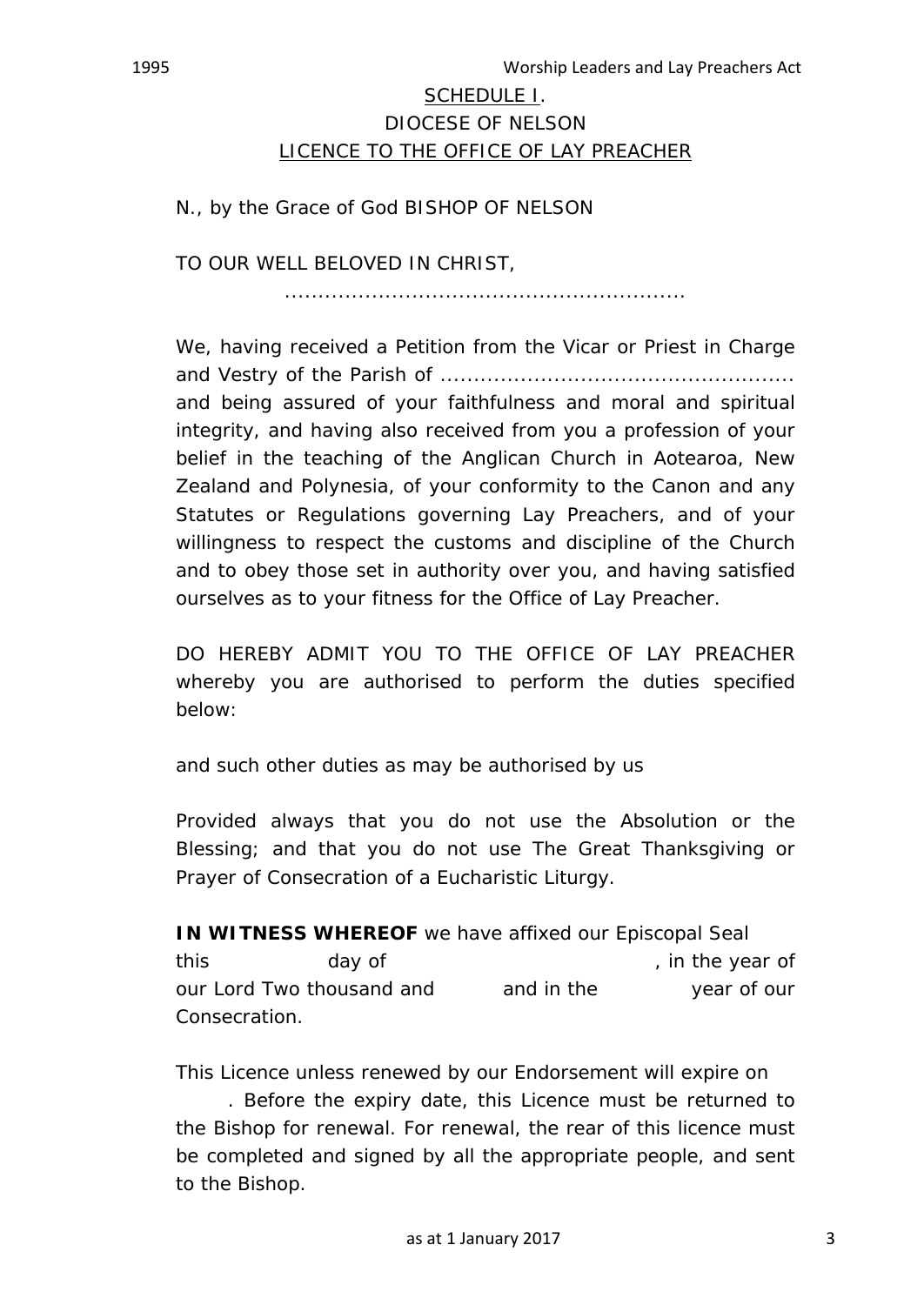SCHEDULE I.

DIOCESE OF NELSON

LICENCE TO THE OFFICE OF LAY PREACHER

N., by the Grace of God BISHOP OF NELSON

TO OUR WELL BELOVED IN CHRIST,

...........................................................

We, having received a Petition from the Vicar or Priest in Charge and Vestry of the Parish of .................................................... and being assured of your faithfulness and moral and spiritual integrity, and having also received from you a profession of your belief in the teaching of the Anglican Church in Aotearoa, New Zealand and Polynesia, of your conformity to the Canon and any Statutes or Regulations governing Lay Preachers, and of your willingness to respect the customs and discipline of the Church and to obey those set in authority over you, and having satisfied ourselves as to your fitness for the Office of Lay Preacher.

DO HEREBY ADMIT YOU TO THE OFFICE OF LAY PREACHER whereby you are authorised to perform the duties specified below:

and such other duties as may be authorised by us

Provided always that you do not use the Absolution or the Blessing; and that you do not use The Great Thanksgiving or Prayer of Consecration of a Eucharistic Liturgy.

**IN WITNESS WHEREOF** we have affixed our Episcopal Seal this day of , in the year of our Lord Two thousand and and in the year of our Consecration.

This Licence unless renewed by our Endorsement will expire on . Before the expiry date, this Licence must be returned to the Bishop for renewal. For renewal, the rear of this licence must be completed and signed by all the appropriate people, and sent to the Bishop.